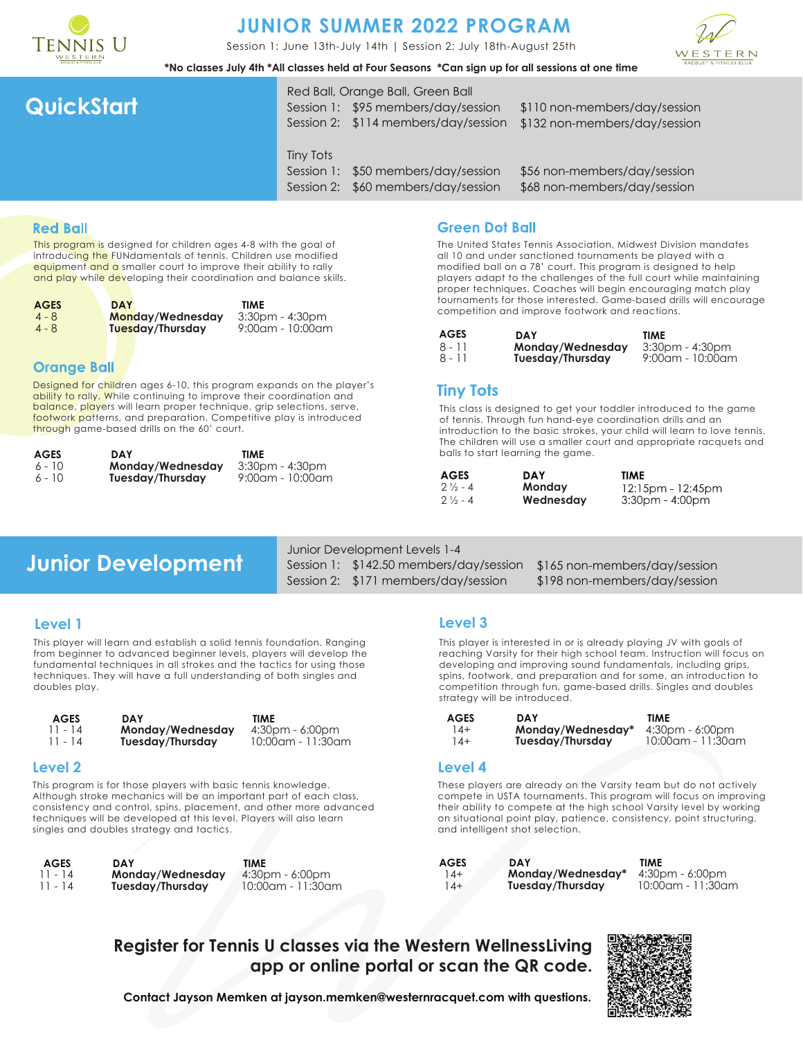# JUNIOR SUMMER 2022 PROGRAM

Session 1: June 13th-July 14th | Session 2: July 18th-August 25th

*No classes July 4th *All classes held at Four Seasons *Can sign up for all sessions at one time

## QuickStart

Red Ball, Orange Ball, Green Ball

| | | |
|---|---|---|
| Session 1: | $95 members/day/session | $110 non-members/day/session |
| Session 2: | $114 members/day/session | $132 non-members/day/session |

Tiny Tots

| | | |
|---|---|---|
| Session 1: | $50 members/day/session | $56 non-members/day/session |
| Session 2: | $60 members/day/session | $68 non-members/day/session |

### Red Ball

This program is designed for children ages 4-8 with the goal of introducing the FUNdamentals of tennis. Children use modified equipment and a smaller court to improve their ability to rally and play while developing their coordination and balance skills.

| AGES | DAY | TIME |
|---|---|---|
| 4 - 8 | **Monday/Wednesday** | 3:30pm - 4:30pm |
| 4 - 8 | **Tuesday/Thursday** | 9:00am - 10:00am |

### Orange Ball

Designed for children ages 6-10, this program expands on the player's ability to rally. While continuing to improve their coordination and balance, players will learn proper technique, grip selections, serve, footwork patterns, and preparation. Competitive play is introduced through game-based drills on the 60' court.

| AGES | DAY | TIME |
|---|---|---|
| 6 - 10 | **Monday/Wednesday** | 3:30pm - 4:30pm |
| 6 - 10 | **Tuesday/Thursday** | 9:00am - 10:00am |

### Green Dot Ball

The United States Tennis Association, Midwest Division mandates all 10 and under sanctioned tournaments be played with a modified ball on a 78' court. This program is designed to help players adapt to the challenges of the full court while maintaining proper techniques. Coaches will begin encouraging match play tournaments for those interested. Game-based drills will encourage competition and improve footwork and reactions.

| AGES | DAY | TIME |
|---|---|---|
| 8 - 11 | **Monday/Wednesday** | 3:30pm - 4:30pm |
| 8 - 11 | **Tuesday/Thursday** | 9:00am - 10:00am |

### Tiny Tots

This class is designed to get your toddler introduced to the game of tennis. Through fun hand-eye coordination drills and an introduction to the basic strokes, your child will learn to love tennis. The children will use a smaller court and appropriate racquets and balls to start learning the game.

| AGES | DAY | TIME |
|---|---|---|
| 2 ½ - 4 | **Monday** | 12:15pm - 12:45pm |
| 2 ½ - 4 | **Wednesday** | 3:30pm - 4:00pm |

## Junior Development

Junior Development Levels 1-4

| | | |
|---|---|---|
| Session 1: | $142.50 members/day/session | $165 non-members/day/session |
| Session 2: | $171 members/day/session | $198 non-members/day/session |

### Level 1

This player will learn and establish a solid tennis foundation. Ranging from beginner to advanced beginner levels, players will develop the fundamental techniques in all strokes and the tactics for using those techniques. They will have a full understanding of both singles and doubles play.

| AGES | DAY | TIME |
|---|---|---|
| 11 - 14 | **Monday/Wednesday** | 4:30pm - 6:00pm |
| 11 - 14 | **Tuesday/Thursday** | 10:00am - 11:30am |

### Level 2

This program is for those players with basic tennis knowledge. Although stroke mechanics will be an important part of each class, consistency and control, spins, placement, and other more advanced techniques will be developed at this level. Players will also learn singles and doubles strategy and tactics.

| AGES | DAY | TIME |
|---|---|---|
| 11 - 14 | **Monday/Wednesday** | 4:30pm - 6:00pm |
| 11 - 14 | **Tuesday/Thursday** | 10:00am - 11:30am |

### Level 3

This player is interested in or is already playing JV with goals of reaching Varsity for their high school team. Instruction will focus on developing and improving sound fundamentals, including grips, spins, footwork, and preparation and for some, an introduction to competition through fun, game-based drills. Singles and doubles strategy will be introduced.

| AGES | DAY | TIME |
|---|---|---|
| 14+ | **Monday/Wednesday*** | 4:30pm - 6:00pm |
| 14+ | **Tuesday/Thursday** | 10:00am - 11:30am |

### Level 4

These players are already on the Varsity team but do not actively compete in USTA tournaments. This program will focus on improving their ability to compete at the high school Varsity level by working on situational point play, patience, consistency, point structuring, and intelligent shot selection.

| AGES | DAY | TIME |
|---|---|---|
| 14+ | **Monday/Wednesday*** | 4:30pm - 6:00pm |
| 14+ | **Tuesday/Thursday** | 10:00am - 11:30am |

**Register for Tennis U classes via the Western WellnessLiving app or online portal or scan the QR code.**

**Contact Jayson Memken at jayson.memken@westernracquet.com with questions.**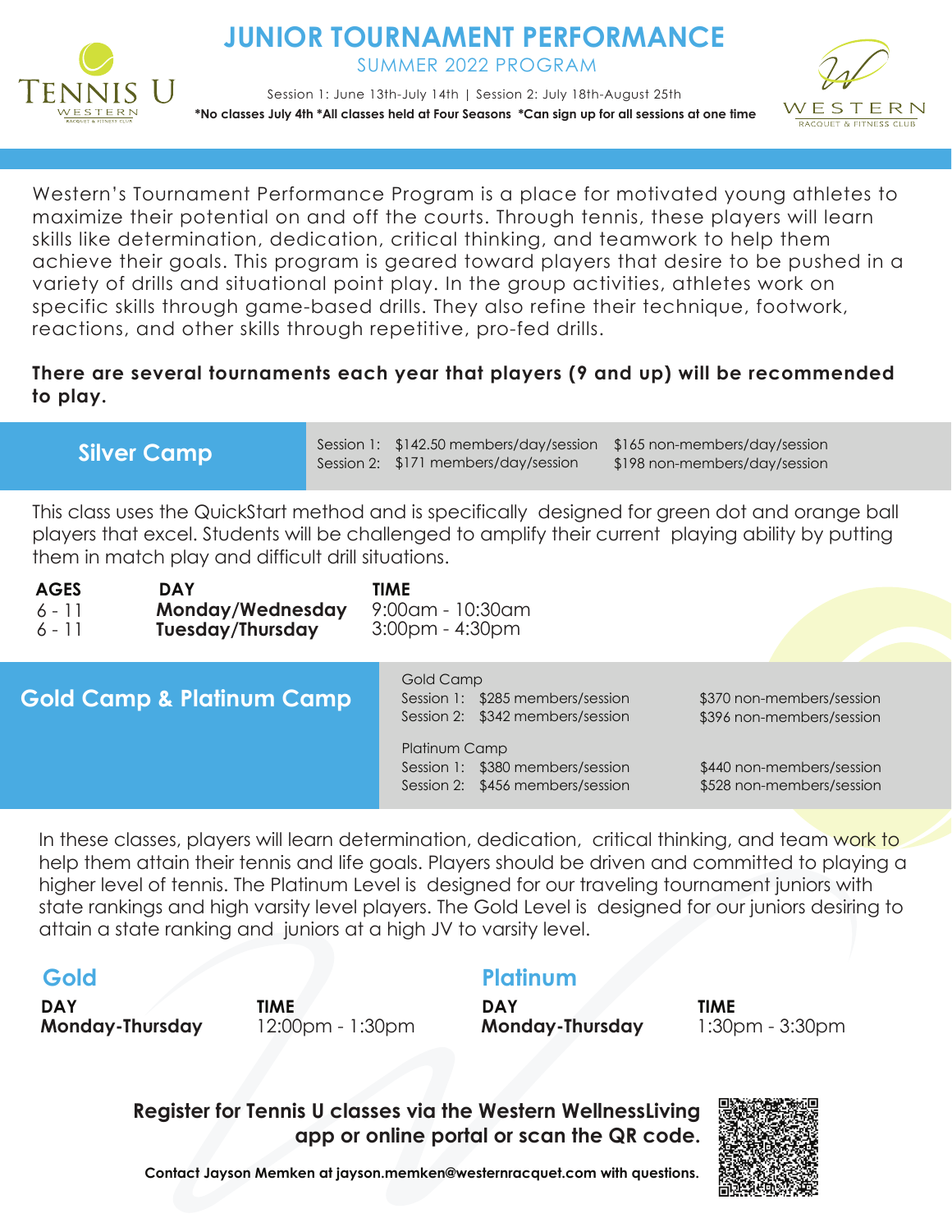# JUNIOR TOURNAMENT PERFORMANCE

## SUMMER 2022 PROGRAM

Session 1: June 13th-July 14th | Session 2: July 18th-August 25th

**\*No classes July 4th \*All classes held at Four Seasons \*Can sign up for all sessions at one time**

Western's Tournament Performance Program is a place for motivated young athletes to maximize their potential on and off the courts. Through tennis, these players will learn skills like determination, dedication, critical thinking, and teamwork to help them achieve their goals. This program is geared toward players that desire to be pushed in a variety of drills and situational point play. In the group activities, athletes work on specific skills through game-based drills. They also refine their technique, footwork, reactions, and other skills through repetitive, pro-fed drills.

**There are several tournaments each year that players (9 and up) will be recommended to play.**

## Silver Camp

| | | |
|---|---|---|
| Session 1: | $142.50 members/day/session | $165 non-members/day/session |
| Session 2: | $171 members/day/session | $198 non-members/day/session |

This class uses the QuickStart method and is specifically designed for green dot and orange ball players that excel. Students will be challenged to amplify their current playing ability by putting them in match play and difficult drill situations.

| AGES | DAY | TIME |
|---|---|---|
| 6 - 11 | **Monday/Wednesday** | 9:00am - 10:30am |
| 6 - 11 | **Tuesday/Thursday** | 3:00pm - 4:30pm |

## Gold Camp & Platinum Camp

Gold Camp

| | | |
|---|---|---|
| Session 1: | $285 members/session | $370 non-members/session |
| Session 2: | $342 members/session | $396 non-members/session |

Platinum Camp

| | | |
|---|---|---|
| Session 1: | $380 members/session | $440 non-members/session |
| Session 2: | $456 members/session | $528 non-members/session |

In these classes, players will learn determination, dedication, critical thinking, and team work to help them attain their tennis and life goals. Players should be driven and committed to playing a higher level of tennis. The Platinum Level is designed for our traveling tournament juniors with state rankings and high varsity level players. The Gold Level is designed for our juniors desiring to attain a state ranking and juniors at a high JV to varsity level.

### Gold

| DAY | TIME |
|---|---|
| **Monday-Thursday** | 12:00pm - 1:30pm |

### Platinum

| DAY | TIME |
|---|---|
| **Monday-Thursday** | 1:30pm - 3:30pm |

**Register for Tennis U classes via the Western WellnessLiving app or online portal or scan the QR code.**

**Contact Jayson Memken at jayson.memken@westernracquet.com with questions.**